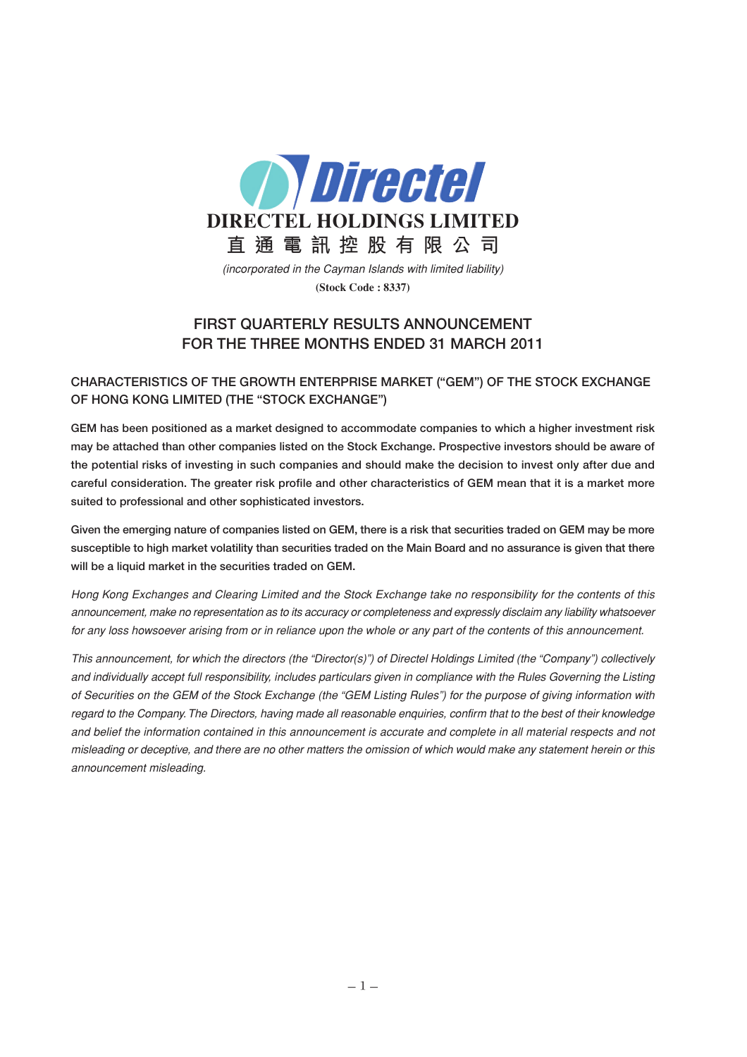# DIRECTEL HOLDINGS LIMITED

# 直 通 電 訊 控 股 有 限 公 司

*(incorporated in the Cayman Islands with limited liability)*

**(Stock Code : 8337)**

## FIRST QUARTERLY RESULTS ANNOUNCEMENT FOR THE THREE MONTHS ENDED 31 MARCH 2011

### CHARACTERISTICS OF THE GROWTH ENTERPRISE MARKET ("GEM") OF THE STOCK EXCHANGE OF HONG KONG LIMITED (THE "STOCK EXCHANGE")

**GEM has been positioned as a market designed to accommodate companies to which a higher investment risk may be attached than other companies listed on the Stock Exchange. Prospective investors should be aware of the potential risks of investing in such companies and should make the decision to invest only after due and careful consideration. The greater risk profile and other characteristics of GEM mean that it is a market more suited to professional and other sophisticated investors.**

**Given the emerging nature of companies listed on GEM, there is a risk that securities traded on GEM may be more susceptible to high market volatility than securities traded on the Main Board and no assurance is given that there will be a liquid market in the securities traded on GEM.**

*Hong Kong Exchanges and Clearing Limited and the Stock Exchange take no responsibility for the contents of this announcement, make no representation as to its accuracy or completeness and expressly disclaim any liability whatsoever for any loss howsoever arising from or in reliance upon the whole or any part of the contents of this announcement.*

*This announcement, for which the directors (the "Director(s)") of Directel Holdings Limited (the "Company") collectively and individually accept full responsibility, includes particulars given in compliance with the Rules Governing the Listing of Securities on the GEM of the Stock Exchange (the "GEM Listing Rules") for the purpose of giving information with regard to the Company. The Directors, having made all reasonable enquiries, confirm that to the best of their knowledge and belief the information contained in this announcement is accurate and complete in all material respects and not misleading or deceptive, and there are no other matters the omission of which would make any statement herein or this announcement misleading.*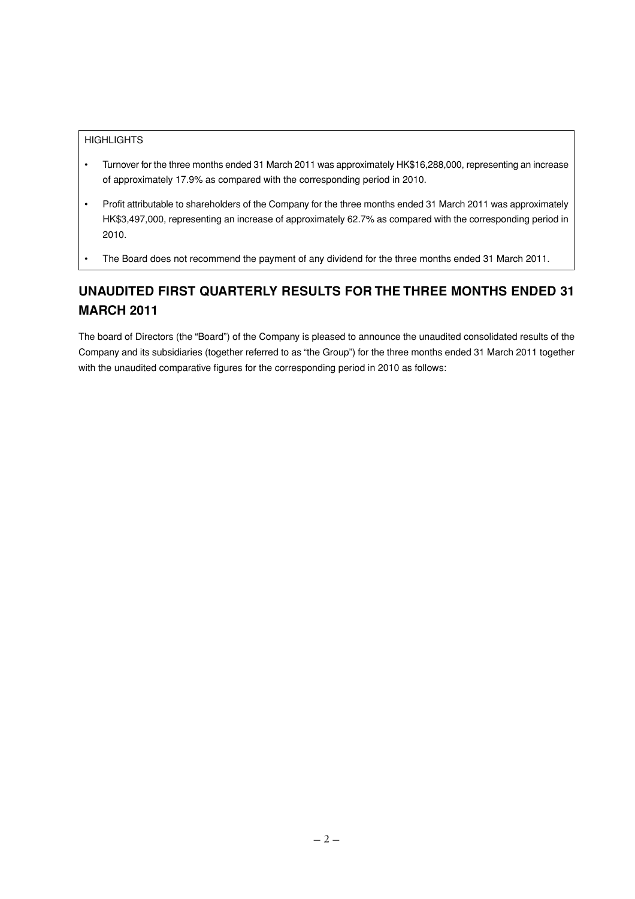HIGHLIGHTS

- Turnover for the three months ended 31 March 2011 was approximately HK$16,288,000, representing an increase of approximately 17.9% as compared with the corresponding period in 2010.
- Profit attributable to shareholders of the Company for the three months ended 31 March 2011 was approximately HK$3,497,000, representing an increase of approximately 62.7% as compared with the corresponding period in 2010.
- The Board does not recommend the payment of any dividend for the three months ended 31 March 2011.

## UNAUDITED FIRST QUARTERLY RESULTS FOR THE THREE MONTHS ENDED 31 MARCH 2011

The board of Directors (the "Board") of the Company is pleased to announce the unaudited consolidated results of the Company and its subsidiaries (together referred to as "the Group") for the three months ended 31 March 2011 together with the unaudited comparative figures for the corresponding period in 2010 as follows: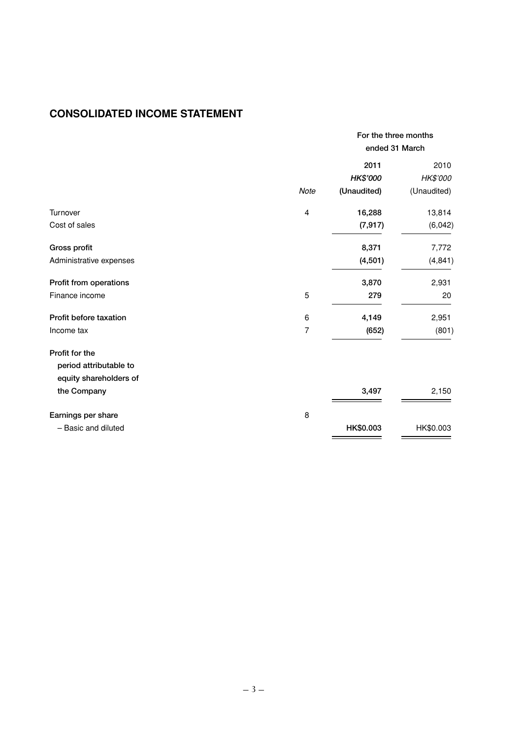## CONSOLIDATED INCOME STATEMENT

| | | For the three months ended 31 March | |
|---|---|---|---|
| | | **2011** | 2010 |
| | | ***HK$'000*** | *HK$'000* |
| | *Note* | **(Unaudited)** | (Unaudited) |
| Turnover | 4 | **16,288** | 13,814 |
| Cost of sales | | **(7,917)** | (6,042) |
| **Gross profit** | | **8,371** | 7,772 |
| Administrative expenses | | **(4,501)** | (4,841) |
| **Profit from operations** | | **3,870** | 2,931 |
| Finance income | 5 | **279** | 20 |
| **Profit before taxation** | 6 | **4,149** | 2,951 |
| Income tax | 7 | **(652)** | (801) |
| **Profit for the period attributable to equity shareholders of the Company** | | **3,497** | 2,150 |
| **Earnings per share** | 8 | | |
| – Basic and diluted | | **HK$0.003** | HK$0.003 |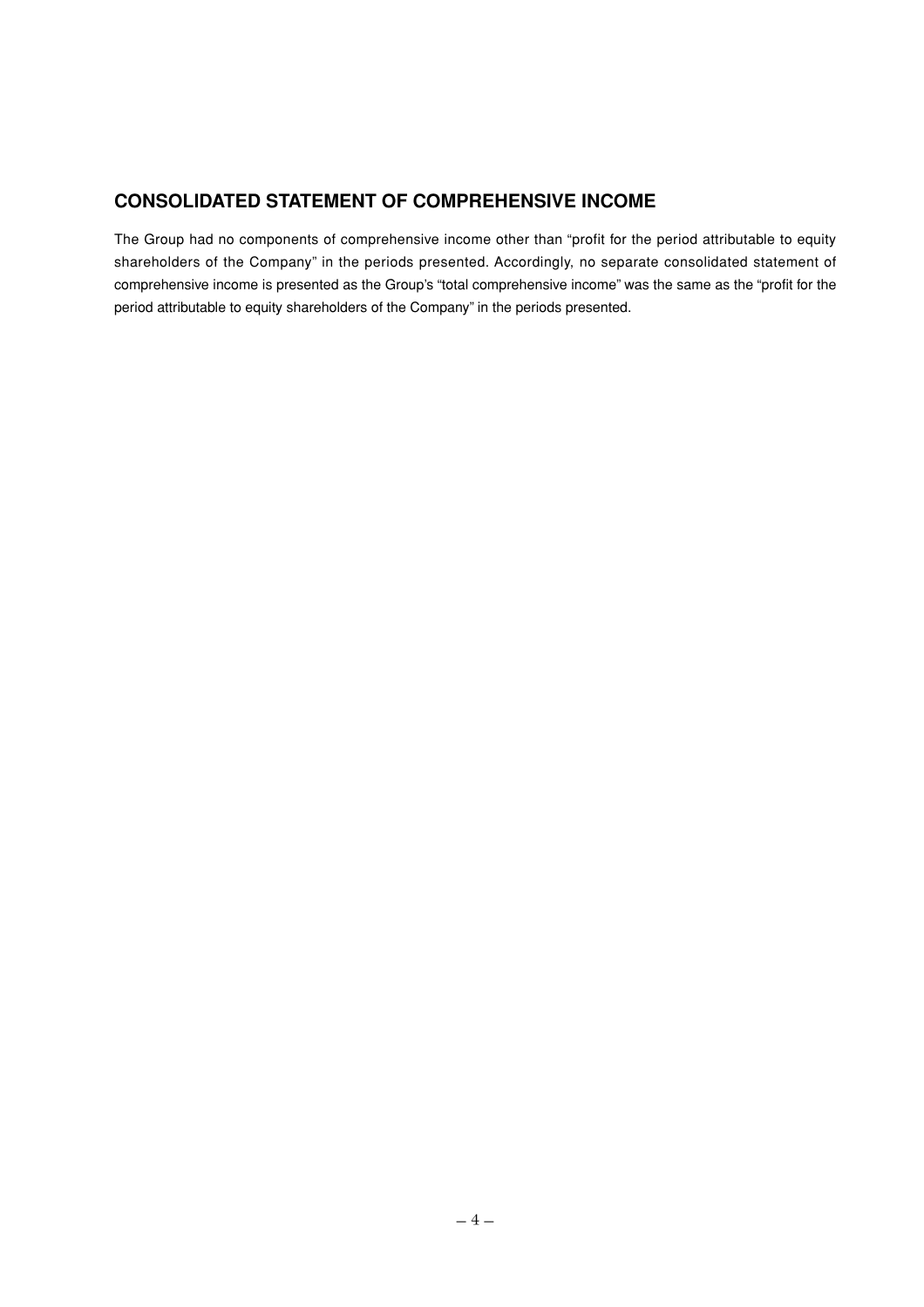## CONSOLIDATED STATEMENT OF COMPREHENSIVE INCOME

The Group had no components of comprehensive income other than "profit for the period attributable to equity shareholders of the Company" in the periods presented. Accordingly, no separate consolidated statement of comprehensive income is presented as the Group's "total comprehensive income" was the same as the "profit for the period attributable to equity shareholders of the Company" in the periods presented.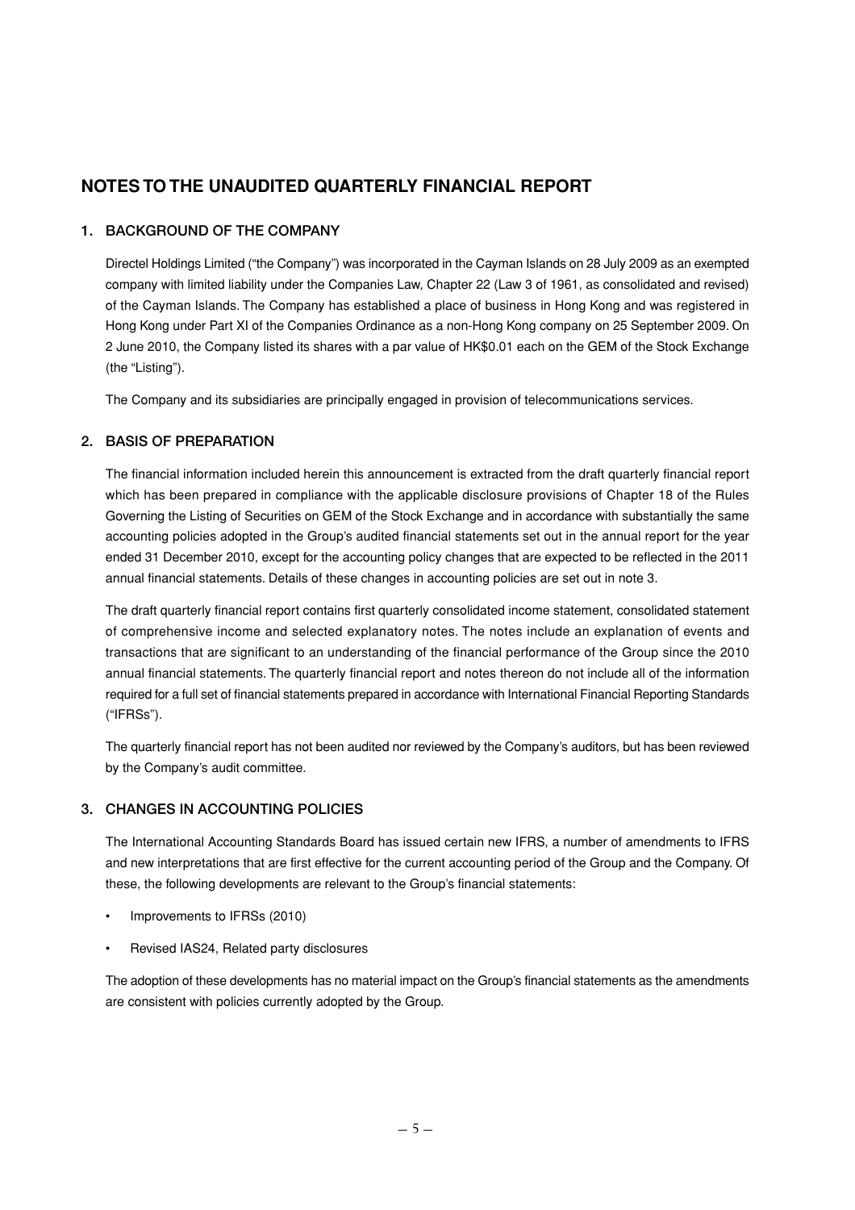# NOTES TO THE UNAUDITED QUARTERLY FINANCIAL REPORT

## 1. BACKGROUND OF THE COMPANY

Directel Holdings Limited ("the Company") was incorporated in the Cayman Islands on 28 July 2009 as an exempted company with limited liability under the Companies Law, Chapter 22 (Law 3 of 1961, as consolidated and revised) of the Cayman Islands. The Company has established a place of business in Hong Kong and was registered in Hong Kong under Part XI of the Companies Ordinance as a non-Hong Kong company on 25 September 2009. On 2 June 2010, the Company listed its shares with a par value of HK$0.01 each on the GEM of the Stock Exchange (the "Listing").

The Company and its subsidiaries are principally engaged in provision of telecommunications services.

## 2. BASIS OF PREPARATION

The financial information included herein this announcement is extracted from the draft quarterly financial report which has been prepared in compliance with the applicable disclosure provisions of Chapter 18 of the Rules Governing the Listing of Securities on GEM of the Stock Exchange and in accordance with substantially the same accounting policies adopted in the Group's audited financial statements set out in the annual report for the year ended 31 December 2010, except for the accounting policy changes that are expected to be reflected in the 2011 annual financial statements. Details of these changes in accounting policies are set out in note 3.

The draft quarterly financial report contains first quarterly consolidated income statement, consolidated statement of comprehensive income and selected explanatory notes. The notes include an explanation of events and transactions that are significant to an understanding of the financial performance of the Group since the 2010 annual financial statements. The quarterly financial report and notes thereon do not include all of the information required for a full set of financial statements prepared in accordance with International Financial Reporting Standards ("IFRSs").

The quarterly financial report has not been audited nor reviewed by the Company's auditors, but has been reviewed by the Company's audit committee.

## 3. CHANGES IN ACCOUNTING POLICIES

The International Accounting Standards Board has issued certain new IFRS, a number of amendments to IFRS and new interpretations that are first effective for the current accounting period of the Group and the Company. Of these, the following developments are relevant to the Group's financial statements:

- Improvements to IFRSs (2010)
- Revised IAS24, Related party disclosures

The adoption of these developments has no material impact on the Group's financial statements as the amendments are consistent with policies currently adopted by the Group.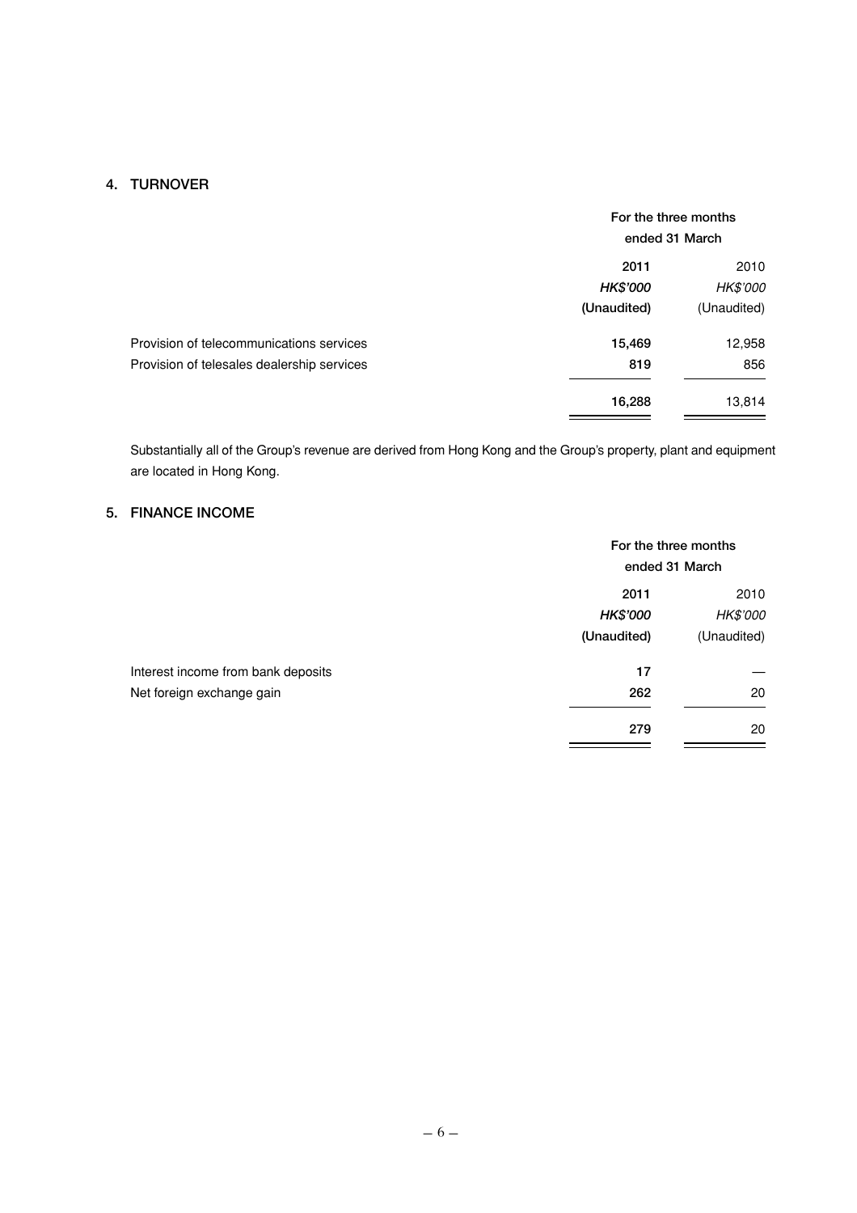## 4. TURNOVER

| | For the three months ended 31 March | |
|---|---|---|
| | **2011** | 2010 |
| | ***HK$'000*** | *HK$'000* |
| | **(Unaudited)** | (Unaudited) |
| Provision of telecommunications services | **15,469** | 12,958 |
| Provision of telesales dealership services | **819** | 856 |
| | **16,288** | 13,814 |

Substantially all of the Group's revenue are derived from Hong Kong and the Group's property, plant and equipment are located in Hong Kong.

## 5. FINANCE INCOME

| | For the three months ended 31 March | |
|---|---|---|
| | **2011** | 2010 |
| | ***HK$'000*** | *HK$'000* |
| | **(Unaudited)** | (Unaudited) |
| Interest income from bank deposits | **17** | — |
| Net foreign exchange gain | **262** | 20 |
| | **279** | 20 |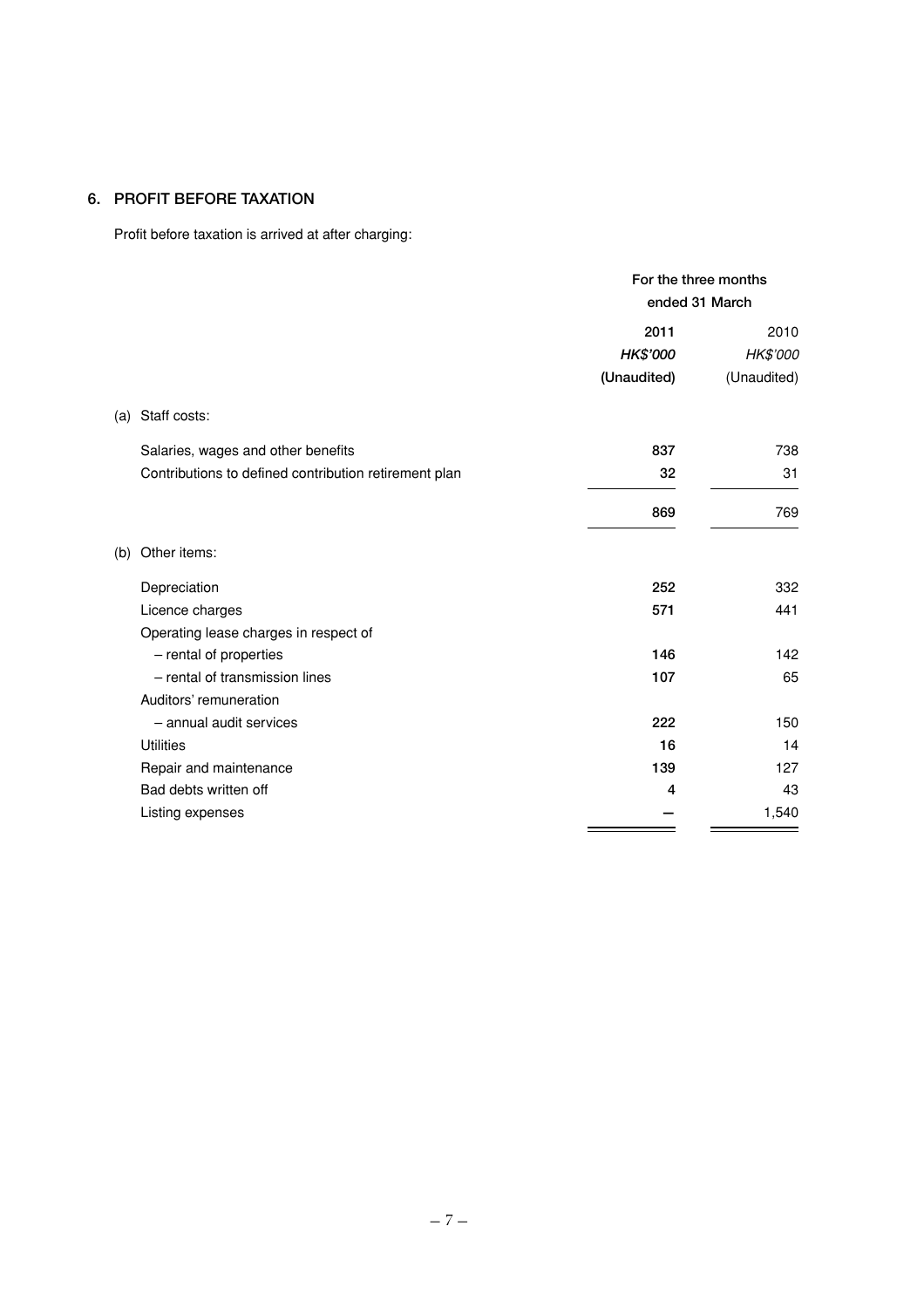## 6. PROFIT BEFORE TAXATION

Profit before taxation is arrived at after charging:

| | For the three months ended 31 March | |
|---|---|---|
| | **2011** | 2010 |
| | ***HK$'000*** | *HK$'000* |
| | **(Unaudited)** | (Unaudited) |
| (a) Staff costs: | | |
| Salaries, wages and other benefits | **837** | 738 |
| Contributions to defined contribution retirement plan | **32** | 31 |
| | **869** | 769 |
| (b) Other items: | | |
| Depreciation | **252** | 332 |
| Licence charges | **571** | 441 |
| Operating lease charges in respect of | | |
| – rental of properties | **146** | 142 |
| – rental of transmission lines | **107** | 65 |
| Auditors' remuneration | | |
| – annual audit services | **222** | 150 |
| Utilities | **16** | 14 |
| Repair and maintenance | **139** | 127 |
| Bad debts written off | **4** | 43 |
| Listing expenses | **—** | 1,540 |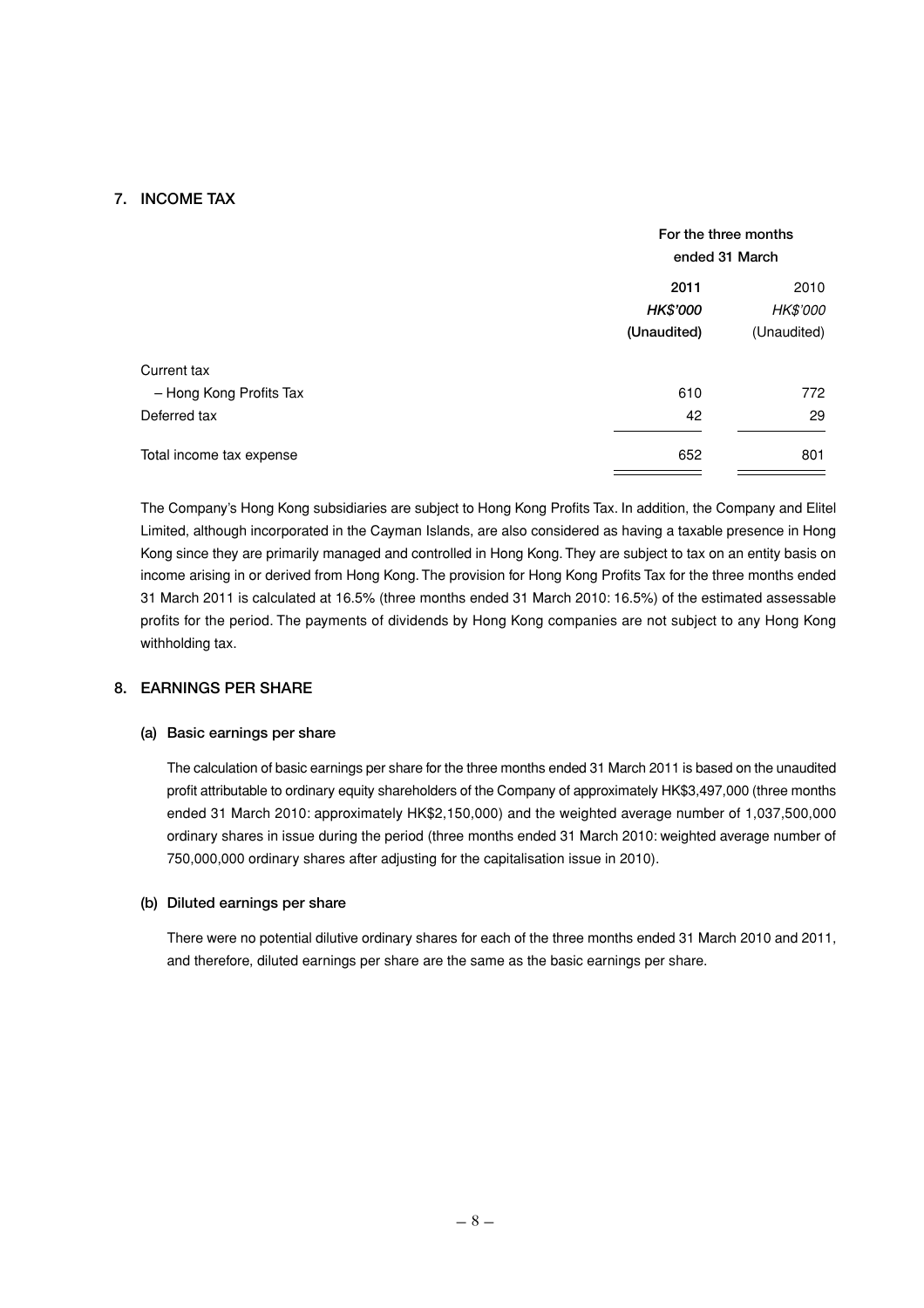## 7. INCOME TAX

| | For the three months ended 31 March | |
|---|---|---|
| | **2011** | 2010 |
| | ***HK$'000*** | *HK$'000* |
| | **(Unaudited)** | (Unaudited) |
| Current tax | | |
| – Hong Kong Profits Tax | 610 | 772 |
| Deferred tax | 42 | 29 |
| Total income tax expense | 652 | 801 |

The Company's Hong Kong subsidiaries are subject to Hong Kong Profits Tax. In addition, the Company and Elitel Limited, although incorporated in the Cayman Islands, are also considered as having a taxable presence in Hong Kong since they are primarily managed and controlled in Hong Kong. They are subject to tax on an entity basis on income arising in or derived from Hong Kong. The provision for Hong Kong Profits Tax for the three months ended 31 March 2011 is calculated at 16.5% (three months ended 31 March 2010: 16.5%) of the estimated assessable profits for the period. The payments of dividends by Hong Kong companies are not subject to any Hong Kong withholding tax.

## 8. EARNINGS PER SHARE

### (a) Basic earnings per share

The calculation of basic earnings per share for the three months ended 31 March 2011 is based on the unaudited profit attributable to ordinary equity shareholders of the Company of approximately HK$3,497,000 (three months ended 31 March 2010: approximately HK$2,150,000) and the weighted average number of 1,037,500,000 ordinary shares in issue during the period (three months ended 31 March 2010: weighted average number of 750,000,000 ordinary shares after adjusting for the capitalisation issue in 2010).

### (b) Diluted earnings per share

There were no potential dilutive ordinary shares for each of the three months ended 31 March 2010 and 2011, and therefore, diluted earnings per share are the same as the basic earnings per share.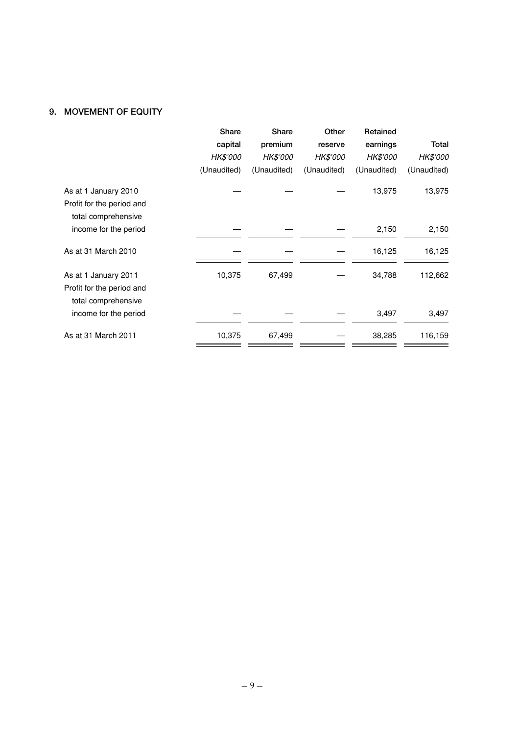## 9. MOVEMENT OF EQUITY

| | Share capital | Share premium | Other reserve | Retained earnings | Total |
|---|---|---|---|---|---|
| | *HK$'000* | *HK$'000* | *HK$'000* | *HK$'000* | *HK$'000* |
| | (Unaudited) | (Unaudited) | (Unaudited) | (Unaudited) | (Unaudited) |
| As at 1 January 2010 | — | — | — | 13,975 | 13,975 |
| Profit for the period and total comprehensive income for the period | — | — | — | 2,150 | 2,150 |
| As at 31 March 2010 | — | — | — | 16,125 | 16,125 |
| As at 1 January 2011 | 10,375 | 67,499 | — | 34,788 | 112,662 |
| Profit for the period and total comprehensive income for the period | — | — | — | 3,497 | 3,497 |
| As at 31 March 2011 | 10,375 | 67,499 | — | 38,285 | 116,159 |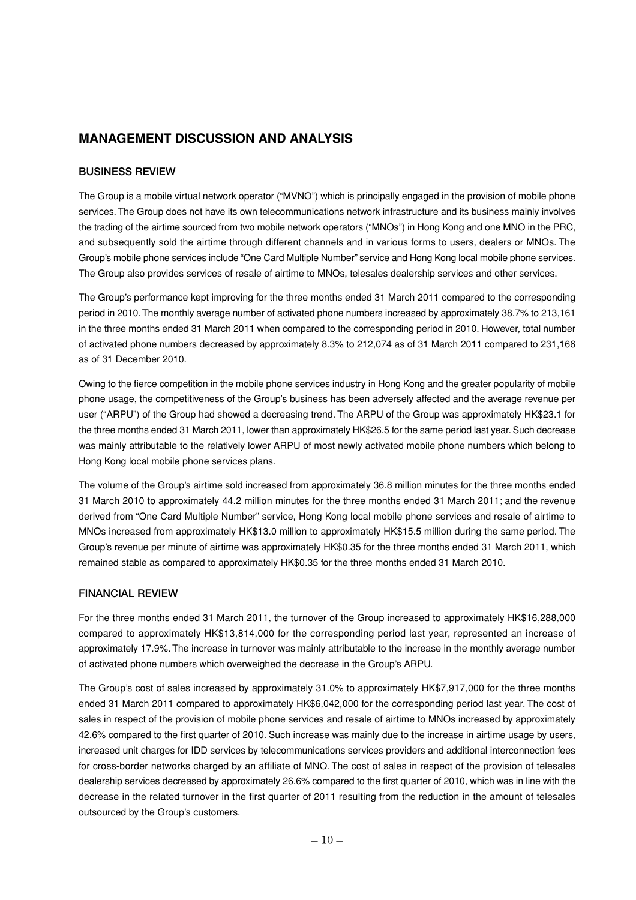# MANAGEMENT DISCUSSION AND ANALYSIS

## BUSINESS REVIEW

The Group is a mobile virtual network operator ("MVNO") which is principally engaged in the provision of mobile phone services. The Group does not have its own telecommunications network infrastructure and its business mainly involves the trading of the airtime sourced from two mobile network operators ("MNOs") in Hong Kong and one MNO in the PRC, and subsequently sold the airtime through different channels and in various forms to users, dealers or MNOs. The Group's mobile phone services include "One Card Multiple Number" service and Hong Kong local mobile phone services. The Group also provides services of resale of airtime to MNOs, telesales dealership services and other services.

The Group's performance kept improving for the three months ended 31 March 2011 compared to the corresponding period in 2010. The monthly average number of activated phone numbers increased by approximately 38.7% to 213,161 in the three months ended 31 March 2011 when compared to the corresponding period in 2010. However, total number of activated phone numbers decreased by approximately 8.3% to 212,074 as of 31 March 2011 compared to 231,166 as of 31 December 2010.

Owing to the fierce competition in the mobile phone services industry in Hong Kong and the greater popularity of mobile phone usage, the competitiveness of the Group's business has been adversely affected and the average revenue per user ("ARPU") of the Group had showed a decreasing trend. The ARPU of the Group was approximately HK$23.1 for the three months ended 31 March 2011, lower than approximately HK$26.5 for the same period last year. Such decrease was mainly attributable to the relatively lower ARPU of most newly activated mobile phone numbers which belong to Hong Kong local mobile phone services plans.

The volume of the Group's airtime sold increased from approximately 36.8 million minutes for the three months ended 31 March 2010 to approximately 44.2 million minutes for the three months ended 31 March 2011; and the revenue derived from "One Card Multiple Number" service, Hong Kong local mobile phone services and resale of airtime to MNOs increased from approximately HK$13.0 million to approximately HK$15.5 million during the same period. The Group's revenue per minute of airtime was approximately HK$0.35 for the three months ended 31 March 2011, which remained stable as compared to approximately HK$0.35 for the three months ended 31 March 2010.

## FINANCIAL REVIEW

For the three months ended 31 March 2011, the turnover of the Group increased to approximately HK$16,288,000 compared to approximately HK$13,814,000 for the corresponding period last year, represented an increase of approximately 17.9%. The increase in turnover was mainly attributable to the increase in the monthly average number of activated phone numbers which overweighed the decrease in the Group's ARPU.

The Group's cost of sales increased by approximately 31.0% to approximately HK$7,917,000 for the three months ended 31 March 2011 compared to approximately HK$6,042,000 for the corresponding period last year. The cost of sales in respect of the provision of mobile phone services and resale of airtime to MNOs increased by approximately 42.6% compared to the first quarter of 2010. Such increase was mainly due to the increase in airtime usage by users, increased unit charges for IDD services by telecommunications services providers and additional interconnection fees for cross-border networks charged by an affiliate of MNO. The cost of sales in respect of the provision of telesales dealership services decreased by approximately 26.6% compared to the first quarter of 2010, which was in line with the decrease in the related turnover in the first quarter of 2011 resulting from the reduction in the amount of telesales outsourced by the Group's customers.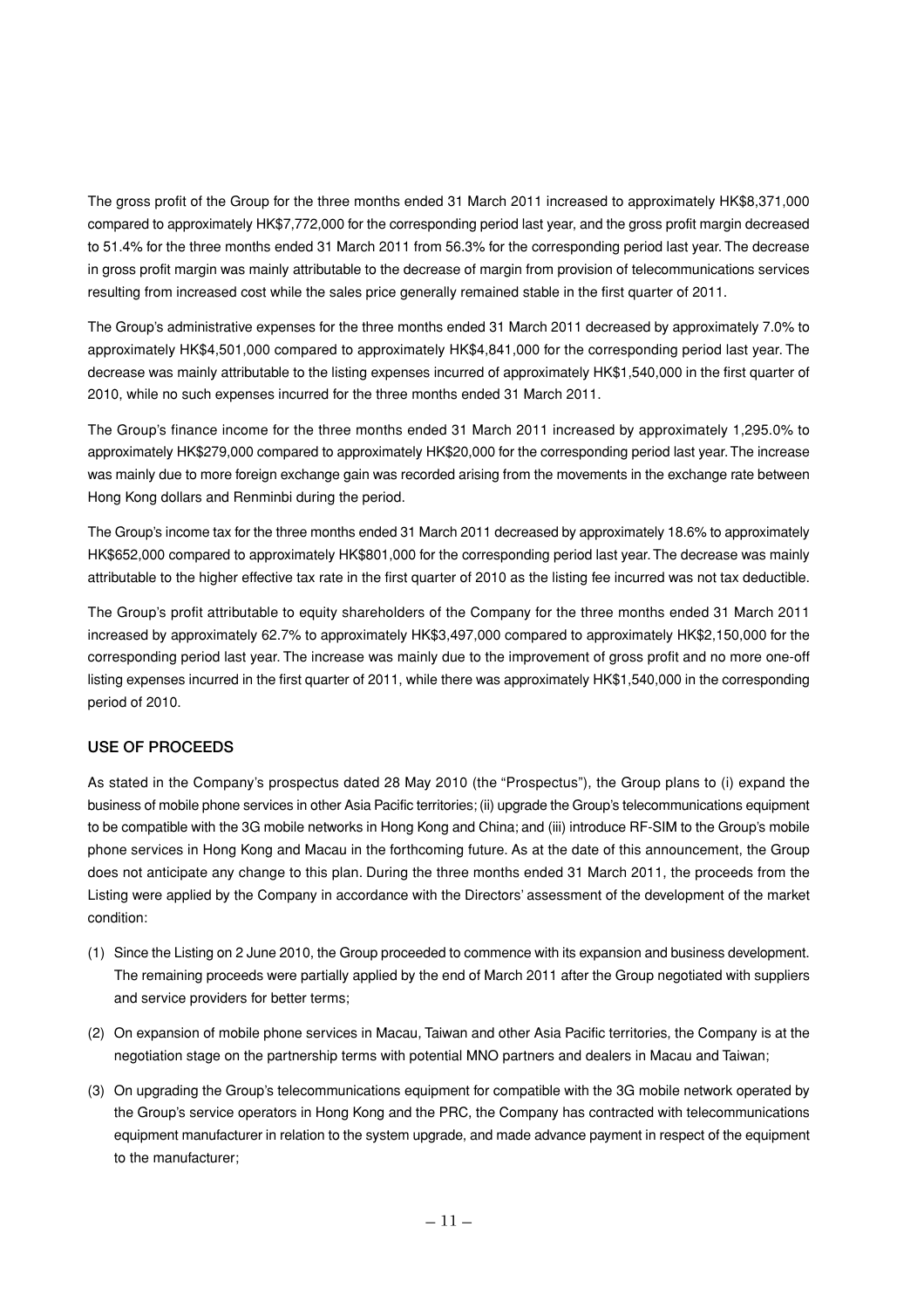The gross profit of the Group for the three months ended 31 March 2011 increased to approximately HK$8,371,000 compared to approximately HK$7,772,000 for the corresponding period last year, and the gross profit margin decreased to 51.4% for the three months ended 31 March 2011 from 56.3% for the corresponding period last year. The decrease in gross profit margin was mainly attributable to the decrease of margin from provision of telecommunications services resulting from increased cost while the sales price generally remained stable in the first quarter of 2011.

The Group's administrative expenses for the three months ended 31 March 2011 decreased by approximately 7.0% to approximately HK$4,501,000 compared to approximately HK$4,841,000 for the corresponding period last year. The decrease was mainly attributable to the listing expenses incurred of approximately HK$1,540,000 in the first quarter of 2010, while no such expenses incurred for the three months ended 31 March 2011.

The Group's finance income for the three months ended 31 March 2011 increased by approximately 1,295.0% to approximately HK$279,000 compared to approximately HK$20,000 for the corresponding period last year. The increase was mainly due to more foreign exchange gain was recorded arising from the movements in the exchange rate between Hong Kong dollars and Renminbi during the period.

The Group's income tax for the three months ended 31 March 2011 decreased by approximately 18.6% to approximately HK$652,000 compared to approximately HK$801,000 for the corresponding period last year. The decrease was mainly attributable to the higher effective tax rate in the first quarter of 2010 as the listing fee incurred was not tax deductible.

The Group's profit attributable to equity shareholders of the Company for the three months ended 31 March 2011 increased by approximately 62.7% to approximately HK$3,497,000 compared to approximately HK$2,150,000 for the corresponding period last year. The increase was mainly due to the improvement of gross profit and no more one-off listing expenses incurred in the first quarter of 2011, while there was approximately HK$1,540,000 in the corresponding period of 2010.

## USE OF PROCEEDS

As stated in the Company's prospectus dated 28 May 2010 (the "Prospectus"), the Group plans to (i) expand the business of mobile phone services in other Asia Pacific territories; (ii) upgrade the Group's telecommunications equipment to be compatible with the 3G mobile networks in Hong Kong and China; and (iii) introduce RF-SIM to the Group's mobile phone services in Hong Kong and Macau in the forthcoming future. As at the date of this announcement, the Group does not anticipate any change to this plan. During the three months ended 31 March 2011, the proceeds from the Listing were applied by the Company in accordance with the Directors' assessment of the development of the market condition:

(1) Since the Listing on 2 June 2010, the Group proceeded to commence with its expansion and business development. The remaining proceeds were partially applied by the end of March 2011 after the Group negotiated with suppliers and service providers for better terms;

(2) On expansion of mobile phone services in Macau, Taiwan and other Asia Pacific territories, the Company is at the negotiation stage on the partnership terms with potential MNO partners and dealers in Macau and Taiwan;

(3) On upgrading the Group's telecommunications equipment for compatible with the 3G mobile network operated by the Group's service operators in Hong Kong and the PRC, the Company has contracted with telecommunications equipment manufacturer in relation to the system upgrade, and made advance payment in respect of the equipment to the manufacturer;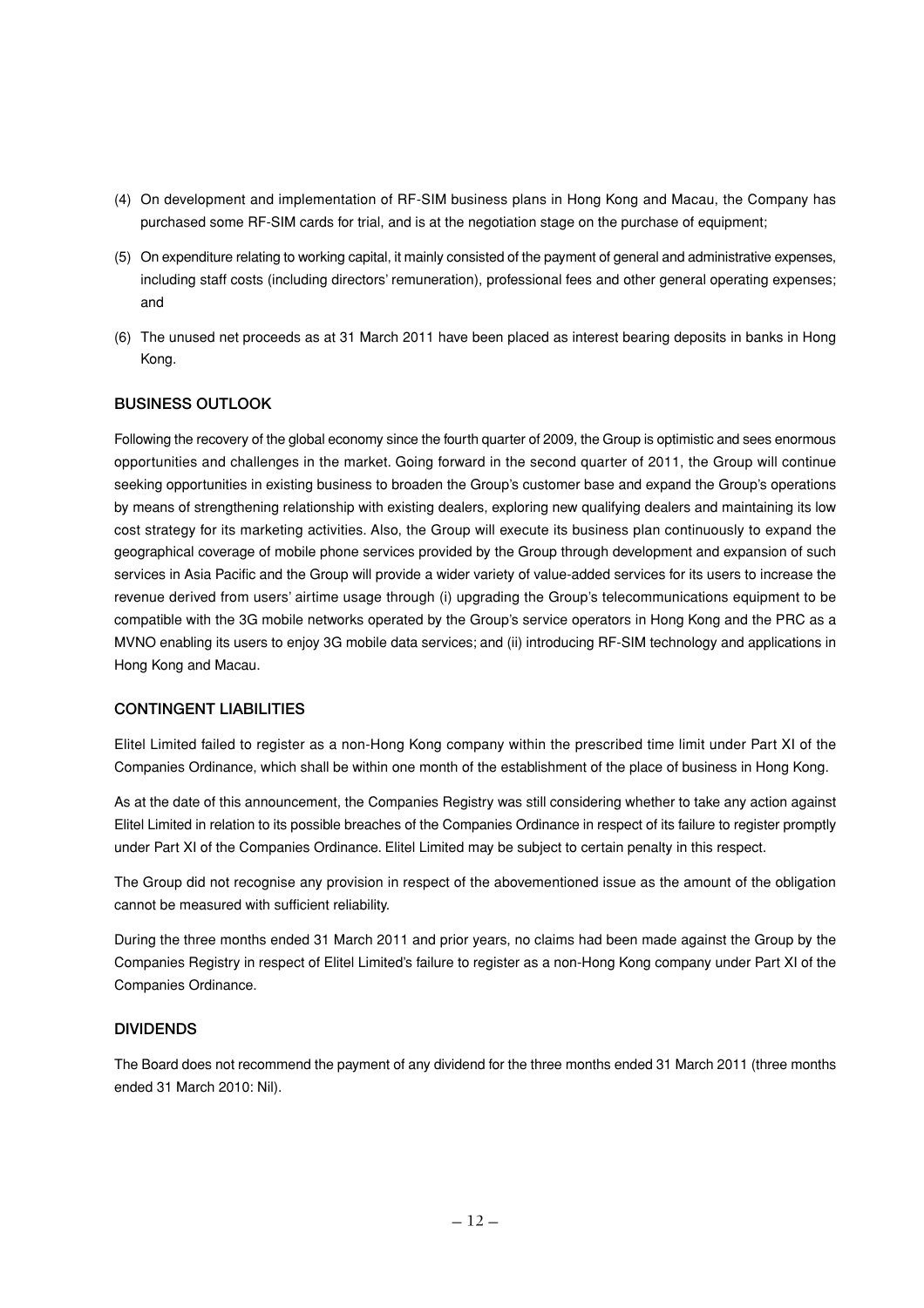(4) On development and implementation of RF-SIM business plans in Hong Kong and Macau, the Company has purchased some RF-SIM cards for trial, and is at the negotiation stage on the purchase of equipment;

(5) On expenditure relating to working capital, it mainly consisted of the payment of general and administrative expenses, including staff costs (including directors' remuneration), professional fees and other general operating expenses; and

(6) The unused net proceeds as at 31 March 2011 have been placed as interest bearing deposits in banks in Hong Kong.

## BUSINESS OUTLOOK

Following the recovery of the global economy since the fourth quarter of 2009, the Group is optimistic and sees enormous opportunities and challenges in the market. Going forward in the second quarter of 2011, the Group will continue seeking opportunities in existing business to broaden the Group's customer base and expand the Group's operations by means of strengthening relationship with existing dealers, exploring new qualifying dealers and maintaining its low cost strategy for its marketing activities. Also, the Group will execute its business plan continuously to expand the geographical coverage of mobile phone services provided by the Group through development and expansion of such services in Asia Pacific and the Group will provide a wider variety of value-added services for its users to increase the revenue derived from users' airtime usage through (i) upgrading the Group's telecommunications equipment to be compatible with the 3G mobile networks operated by the Group's service operators in Hong Kong and the PRC as a MVNO enabling its users to enjoy 3G mobile data services; and (ii) introducing RF-SIM technology and applications in Hong Kong and Macau.

## CONTINGENT LIABILITIES

Elitel Limited failed to register as a non-Hong Kong company within the prescribed time limit under Part XI of the Companies Ordinance, which shall be within one month of the establishment of the place of business in Hong Kong.

As at the date of this announcement, the Companies Registry was still considering whether to take any action against Elitel Limited in relation to its possible breaches of the Companies Ordinance in respect of its failure to register promptly under Part XI of the Companies Ordinance. Elitel Limited may be subject to certain penalty in this respect.

The Group did not recognise any provision in respect of the abovementioned issue as the amount of the obligation cannot be measured with sufficient reliability.

During the three months ended 31 March 2011 and prior years, no claims had been made against the Group by the Companies Registry in respect of Elitel Limited's failure to register as a non-Hong Kong company under Part XI of the Companies Ordinance.

## DIVIDENDS

The Board does not recommend the payment of any dividend for the three months ended 31 March 2011 (three months ended 31 March 2010: Nil).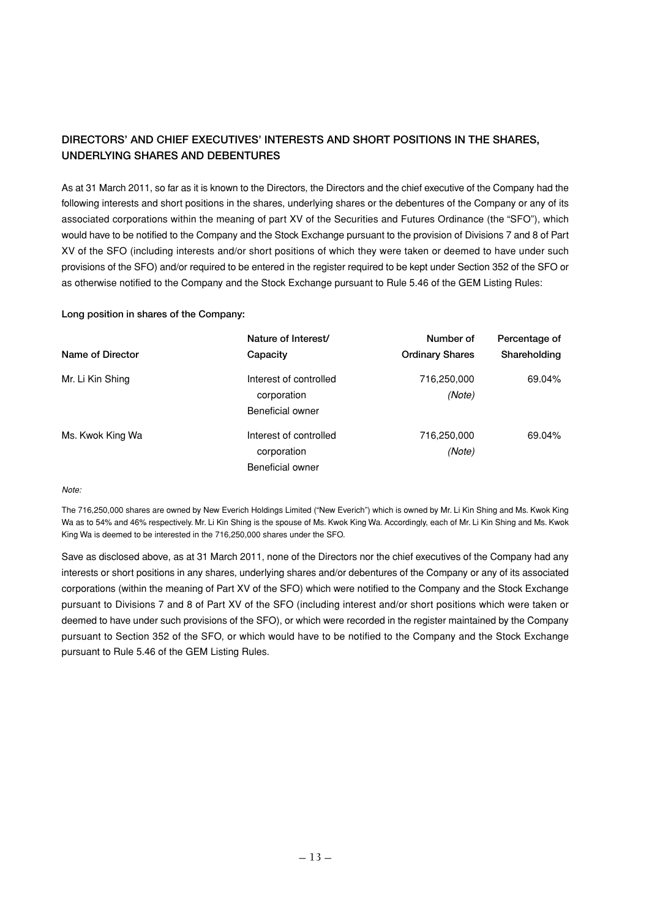## DIRECTORS' AND CHIEF EXECUTIVES' INTERESTS AND SHORT POSITIONS IN THE SHARES, UNDERLYING SHARES AND DEBENTURES

As at 31 March 2011, so far as it is known to the Directors, the Directors and the chief executive of the Company had the following interests and short positions in the shares, underlying shares or the debentures of the Company or any of its associated corporations within the meaning of part XV of the Securities and Futures Ordinance (the "SFO"), which would have to be notified to the Company and the Stock Exchange pursuant to the provision of Divisions 7 and 8 of Part XV of the SFO (including interests and/or short positions of which they were taken or deemed to have under such provisions of the SFO) and/or required to be entered in the register required to be kept under Section 352 of the SFO or as otherwise notified to the Company and the Stock Exchange pursuant to Rule 5.46 of the GEM Listing Rules:

**Long position in shares of the Company:**

| Name of Director | Nature of Interest/ Capacity | Number of Ordinary Shares | Percentage of Shareholding |
|---|---|---|---|
| Mr. Li Kin Shing | Interest of controlled corporation<br>Beneficial owner | 716,250,000 *(Note)* | 69.04% |
| Ms. Kwok King Wa | Interest of controlled corporation<br>Beneficial owner | 716,250,000 *(Note)* | 69.04% |

*Note:*

The 716,250,000 shares are owned by New Everich Holdings Limited ("New Everich") which is owned by Mr. Li Kin Shing and Ms. Kwok King Wa as to 54% and 46% respectively. Mr. Li Kin Shing is the spouse of Ms. Kwok King Wa. Accordingly, each of Mr. Li Kin Shing and Ms. Kwok King Wa is deemed to be interested in the 716,250,000 shares under the SFO.

Save as disclosed above, as at 31 March 2011, none of the Directors nor the chief executives of the Company had any interests or short positions in any shares, underlying shares and/or debentures of the Company or any of its associated corporations (within the meaning of Part XV of the SFO) which were notified to the Company and the Stock Exchange pursuant to Divisions 7 and 8 of Part XV of the SFO (including interest and/or short positions which were taken or deemed to have under such provisions of the SFO), or which were recorded in the register maintained by the Company pursuant to Section 352 of the SFO, or which would have to be notified to the Company and the Stock Exchange pursuant to Rule 5.46 of the GEM Listing Rules.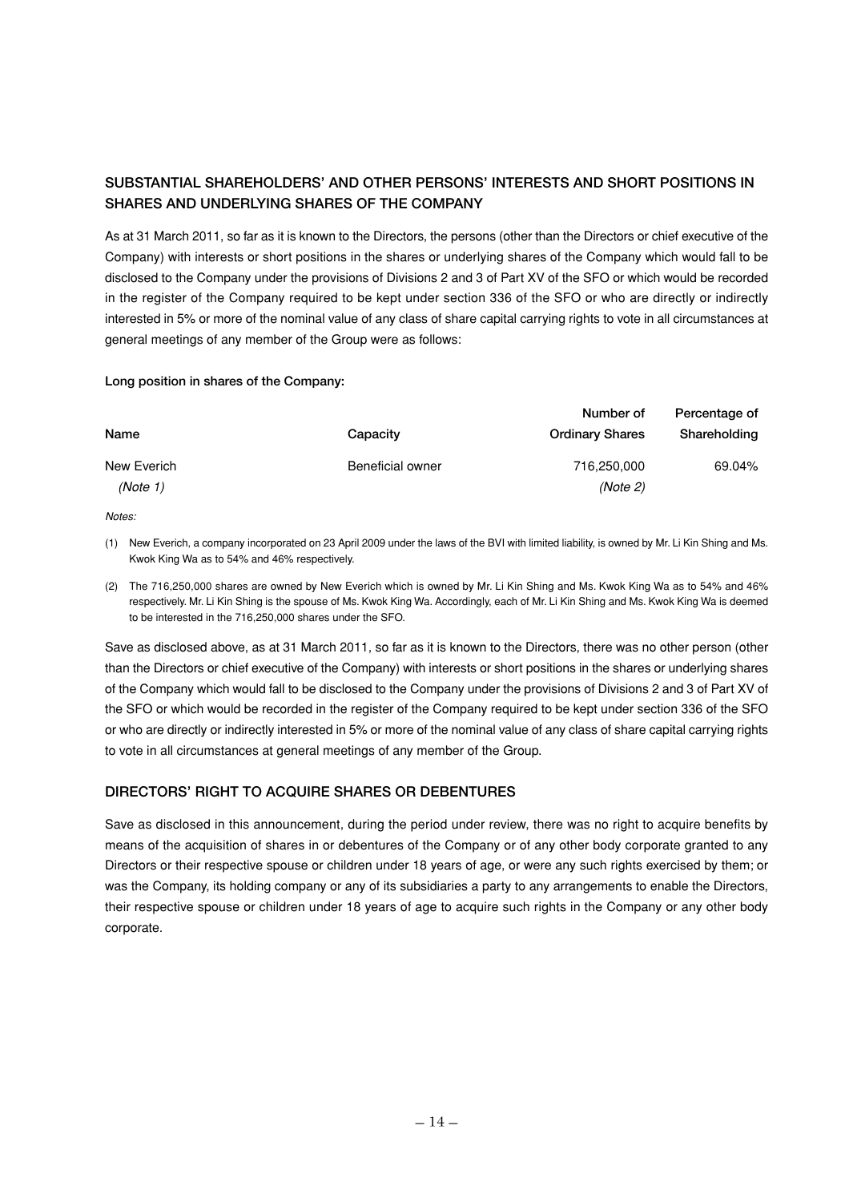## SUBSTANTIAL SHAREHOLDERS' AND OTHER PERSONS' INTERESTS AND SHORT POSITIONS IN SHARES AND UNDERLYING SHARES OF THE COMPANY

As at 31 March 2011, so far as it is known to the Directors, the persons (other than the Directors or chief executive of the Company) with interests or short positions in the shares or underlying shares of the Company which would fall to be disclosed to the Company under the provisions of Divisions 2 and 3 of Part XV of the SFO or which would be recorded in the register of the Company required to be kept under section 336 of the SFO or who are directly or indirectly interested in 5% or more of the nominal value of any class of share capital carrying rights to vote in all circumstances at general meetings of any member of the Group were as follows:

**Long position in shares of the Company:**

| Name | Capacity | Number of Ordinary Shares | Percentage of Shareholding |
|---|---|---|---|
| New Everich *(Note 1)* | Beneficial owner | 716,250,000 *(Note 2)* | 69.04% |

*Notes:*

(1) New Everich, a company incorporated on 23 April 2009 under the laws of the BVI with limited liability, is owned by Mr. Li Kin Shing and Ms. Kwok King Wa as to 54% and 46% respectively.

(2) The 716,250,000 shares are owned by New Everich which is owned by Mr. Li Kin Shing and Ms. Kwok King Wa as to 54% and 46% respectively. Mr. Li Kin Shing is the spouse of Ms. Kwok King Wa. Accordingly, each of Mr. Li Kin Shing and Ms. Kwok King Wa is deemed to be interested in the 716,250,000 shares under the SFO.

Save as disclosed above, as at 31 March 2011, so far as it is known to the Directors, there was no other person (other than the Directors or chief executive of the Company) with interests or short positions in the shares or underlying shares of the Company which would fall to be disclosed to the Company under the provisions of Divisions 2 and 3 of Part XV of the SFO or which would be recorded in the register of the Company required to be kept under section 336 of the SFO or who are directly or indirectly interested in 5% or more of the nominal value of any class of share capital carrying rights to vote in all circumstances at general meetings of any member of the Group.

## DIRECTORS' RIGHT TO ACQUIRE SHARES OR DEBENTURES

Save as disclosed in this announcement, during the period under review, there was no right to acquire benefits by means of the acquisition of shares in or debentures of the Company or of any other body corporate granted to any Directors or their respective spouse or children under 18 years of age, or were any such rights exercised by them; or was the Company, its holding company or any of its subsidiaries a party to any arrangements to enable the Directors, their respective spouse or children under 18 years of age to acquire such rights in the Company or any other body corporate.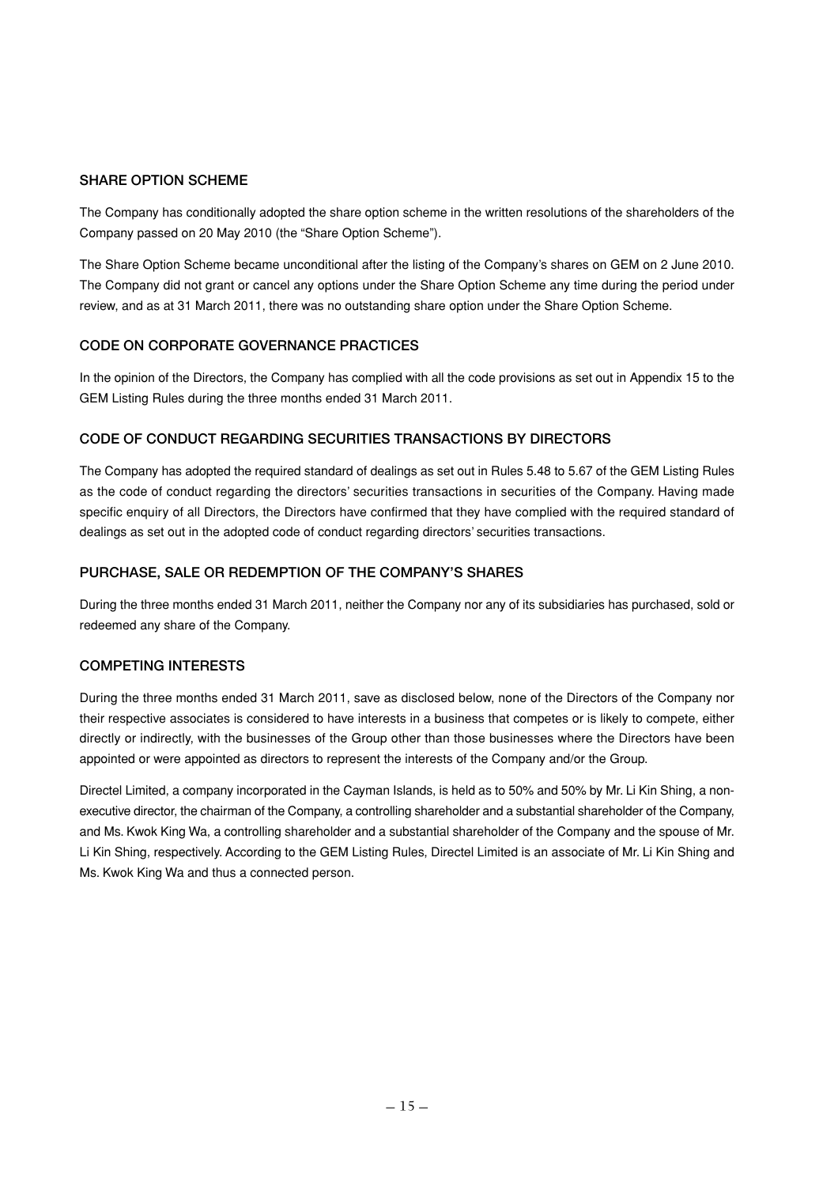## SHARE OPTION SCHEME

The Company has conditionally adopted the share option scheme in the written resolutions of the shareholders of the Company passed on 20 May 2010 (the "Share Option Scheme").

The Share Option Scheme became unconditional after the listing of the Company's shares on GEM on 2 June 2010. The Company did not grant or cancel any options under the Share Option Scheme any time during the period under review, and as at 31 March 2011, there was no outstanding share option under the Share Option Scheme.

## CODE ON CORPORATE GOVERNANCE PRACTICES

In the opinion of the Directors, the Company has complied with all the code provisions as set out in Appendix 15 to the GEM Listing Rules during the three months ended 31 March 2011.

## CODE OF CONDUCT REGARDING SECURITIES TRANSACTIONS BY DIRECTORS

The Company has adopted the required standard of dealings as set out in Rules 5.48 to 5.67 of the GEM Listing Rules as the code of conduct regarding the directors' securities transactions in securities of the Company. Having made specific enquiry of all Directors, the Directors have confirmed that they have complied with the required standard of dealings as set out in the adopted code of conduct regarding directors' securities transactions.

## PURCHASE, SALE OR REDEMPTION OF THE COMPANY'S SHARES

During the three months ended 31 March 2011, neither the Company nor any of its subsidiaries has purchased, sold or redeemed any share of the Company.

## COMPETING INTERESTS

During the three months ended 31 March 2011, save as disclosed below, none of the Directors of the Company nor their respective associates is considered to have interests in a business that competes or is likely to compete, either directly or indirectly, with the businesses of the Group other than those businesses where the Directors have been appointed or were appointed as directors to represent the interests of the Company and/or the Group.

Directel Limited, a company incorporated in the Cayman Islands, is held as to 50% and 50% by Mr. Li Kin Shing, a non-executive director, the chairman of the Company, a controlling shareholder and a substantial shareholder of the Company, and Ms. Kwok King Wa, a controlling shareholder and a substantial shareholder of the Company and the spouse of Mr. Li Kin Shing, respectively. According to the GEM Listing Rules, Directel Limited is an associate of Mr. Li Kin Shing and Ms. Kwok King Wa and thus a connected person.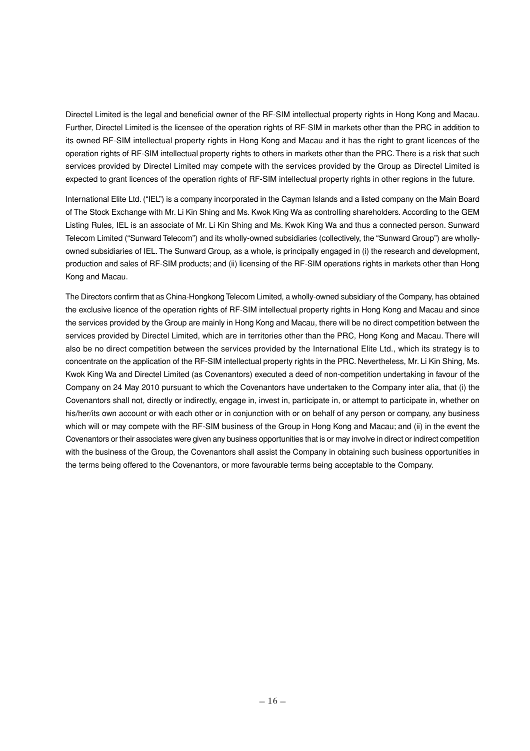Directel Limited is the legal and beneficial owner of the RF-SIM intellectual property rights in Hong Kong and Macau. Further, Directel Limited is the licensee of the operation rights of RF-SIM in markets other than the PRC in addition to its owned RF-SIM intellectual property rights in Hong Kong and Macau and it has the right to grant licences of the operation rights of RF-SIM intellectual property rights to others in markets other than the PRC. There is a risk that such services provided by Directel Limited may compete with the services provided by the Group as Directel Limited is expected to grant licences of the operation rights of RF-SIM intellectual property rights in other regions in the future.

International Elite Ltd. ("IEL") is a company incorporated in the Cayman Islands and a listed company on the Main Board of The Stock Exchange with Mr. Li Kin Shing and Ms. Kwok King Wa as controlling shareholders. According to the GEM Listing Rules, IEL is an associate of Mr. Li Kin Shing and Ms. Kwok King Wa and thus a connected person. Sunward Telecom Limited ("Sunward Telecom") and its wholly-owned subsidiaries (collectively, the "Sunward Group") are wholly-owned subsidiaries of IEL. The Sunward Group, as a whole, is principally engaged in (i) the research and development, production and sales of RF-SIM products; and (ii) licensing of the RF-SIM operations rights in markets other than Hong Kong and Macau.

The Directors confirm that as China-Hongkong Telecom Limited, a wholly-owned subsidiary of the Company, has obtained the exclusive licence of the operation rights of RF-SIM intellectual property rights in Hong Kong and Macau and since the services provided by the Group are mainly in Hong Kong and Macau, there will be no direct competition between the services provided by Directel Limited, which are in territories other than the PRC, Hong Kong and Macau. There will also be no direct competition between the services provided by the International Elite Ltd., which its strategy is to concentrate on the application of the RF-SIM intellectual property rights in the PRC. Nevertheless, Mr. Li Kin Shing, Ms. Kwok King Wa and Directel Limited (as Covenantors) executed a deed of non-competition undertaking in favour of the Company on 24 May 2010 pursuant to which the Covenantors have undertaken to the Company inter alia, that (i) the Covenantors shall not, directly or indirectly, engage in, invest in, participate in, or attempt to participate in, whether on his/her/its own account or with each other or in conjunction with or on behalf of any person or company, any business which will or may compete with the RF-SIM business of the Group in Hong Kong and Macau; and (ii) in the event the Covenantors or their associates were given any business opportunities that is or may involve in direct or indirect competition with the business of the Group, the Covenantors shall assist the Company in obtaining such business opportunities in the terms being offered to the Covenantors, or more favourable terms being acceptable to the Company.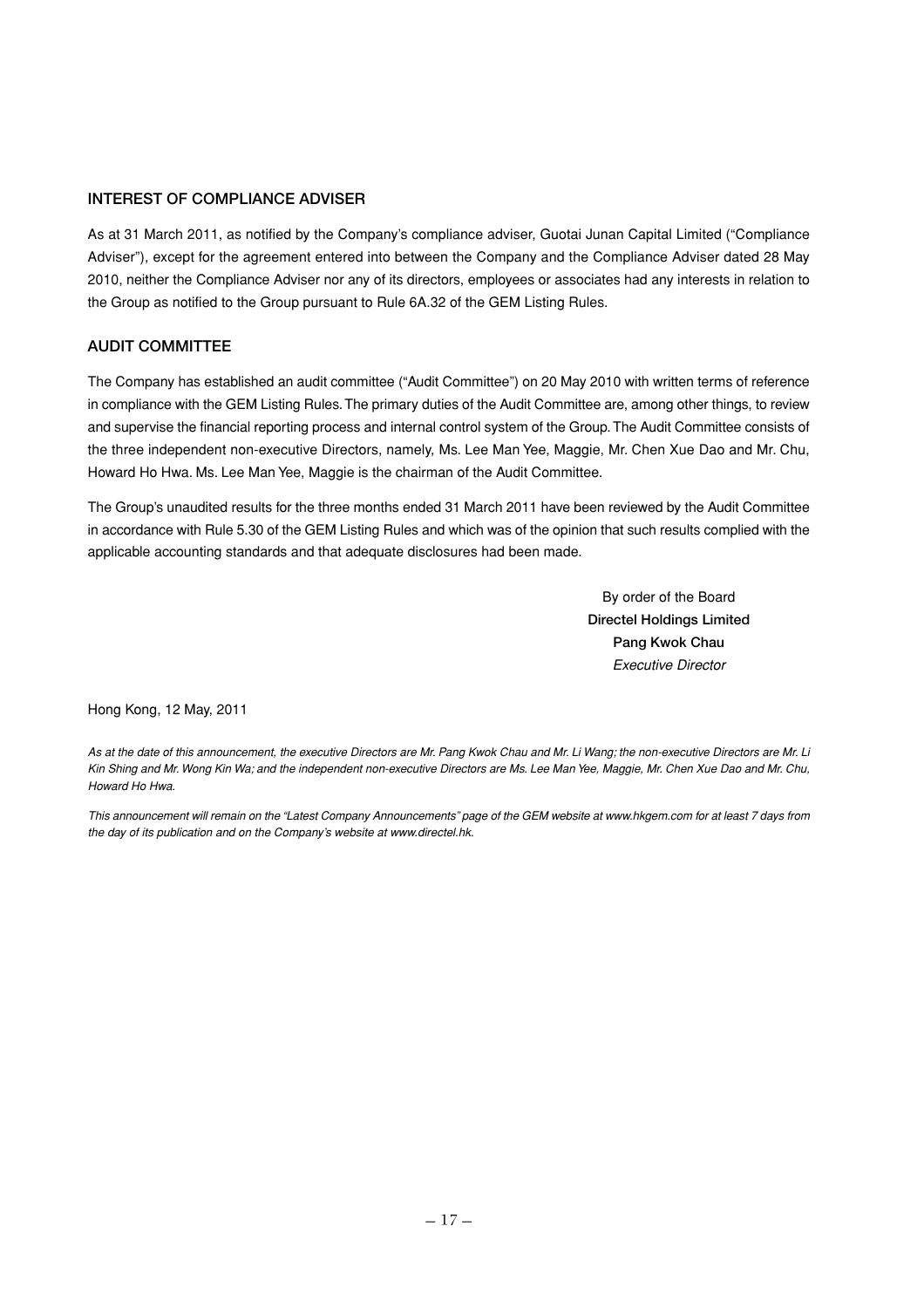## INTEREST OF COMPLIANCE ADVISER

As at 31 March 2011, as notified by the Company's compliance adviser, Guotai Junan Capital Limited ("Compliance Adviser"), except for the agreement entered into between the Company and the Compliance Adviser dated 28 May 2010, neither the Compliance Adviser nor any of its directors, employees or associates had any interests in relation to the Group as notified to the Group pursuant to Rule 6A.32 of the GEM Listing Rules.

## AUDIT COMMITTEE

The Company has established an audit committee ("Audit Committee") on 20 May 2010 with written terms of reference in compliance with the GEM Listing Rules. The primary duties of the Audit Committee are, among other things, to review and supervise the financial reporting process and internal control system of the Group. The Audit Committee consists of the three independent non-executive Directors, namely, Ms. Lee Man Yee, Maggie, Mr. Chen Xue Dao and Mr. Chu, Howard Ho Hwa. Ms. Lee Man Yee, Maggie is the chairman of the Audit Committee.

The Group's unaudited results for the three months ended 31 March 2011 have been reviewed by the Audit Committee in accordance with Rule 5.30 of the GEM Listing Rules and which was of the opinion that such results complied with the applicable accounting standards and that adequate disclosures had been made.

By order of the Board
**Directel Holdings Limited**
**Pang Kwok Chau**
*Executive Director*

Hong Kong, 12 May, 2011

*As at the date of this announcement, the executive Directors are Mr. Pang Kwok Chau and Mr. Li Wang; the non-executive Directors are Mr. Li Kin Shing and Mr. Wong Kin Wa; and the independent non-executive Directors are Ms. Lee Man Yee, Maggie, Mr. Chen Xue Dao and Mr. Chu, Howard Ho Hwa.*

*This announcement will remain on the "Latest Company Announcements" page of the GEM website at www.hkgem.com for at least 7 days from the day of its publication and on the Company's website at www.directel.hk.*